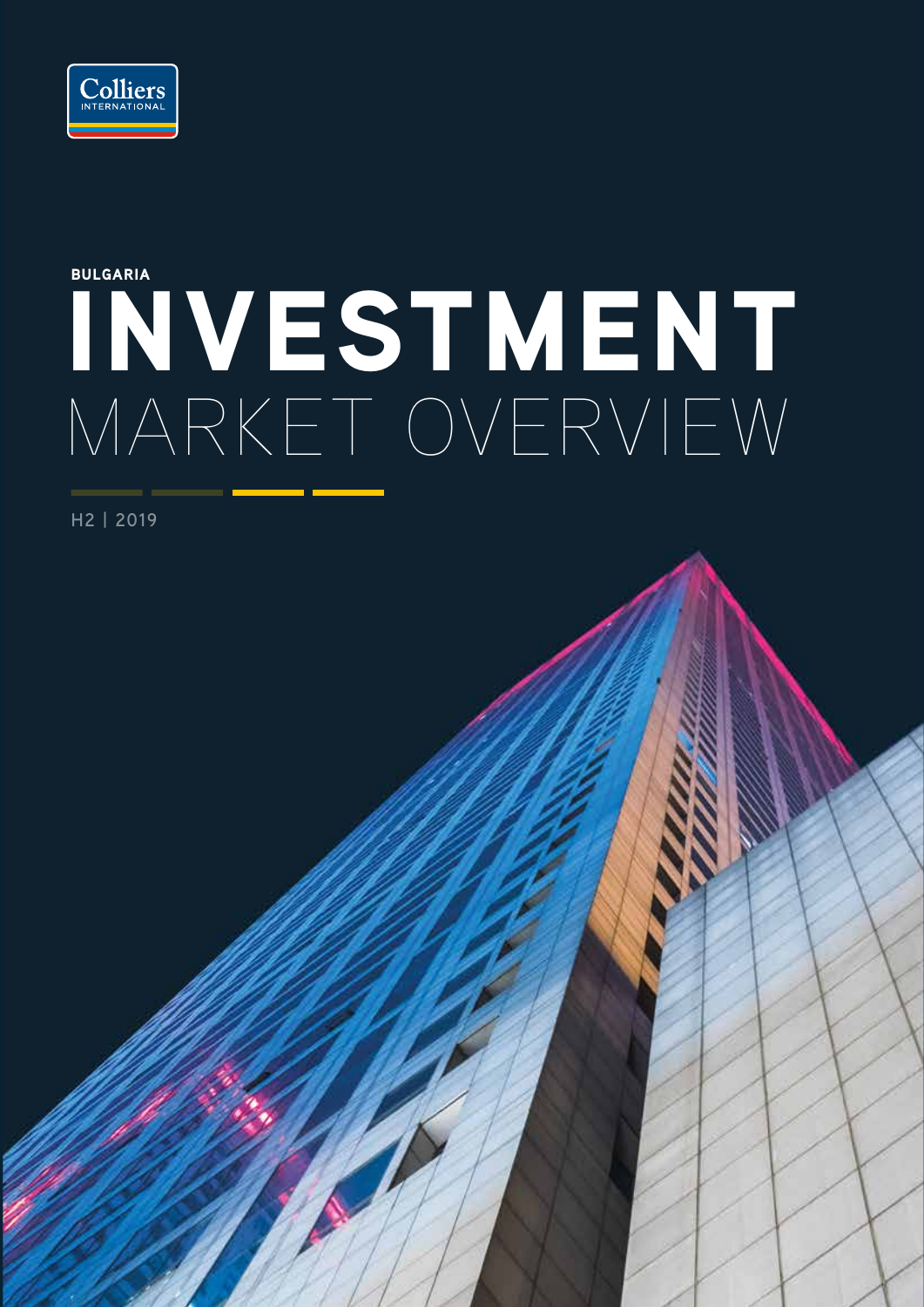Colliers INTERNATIONAL

BULGARIA

# INVESTMENT

## MARKET OVERVIEW

H2 | 2019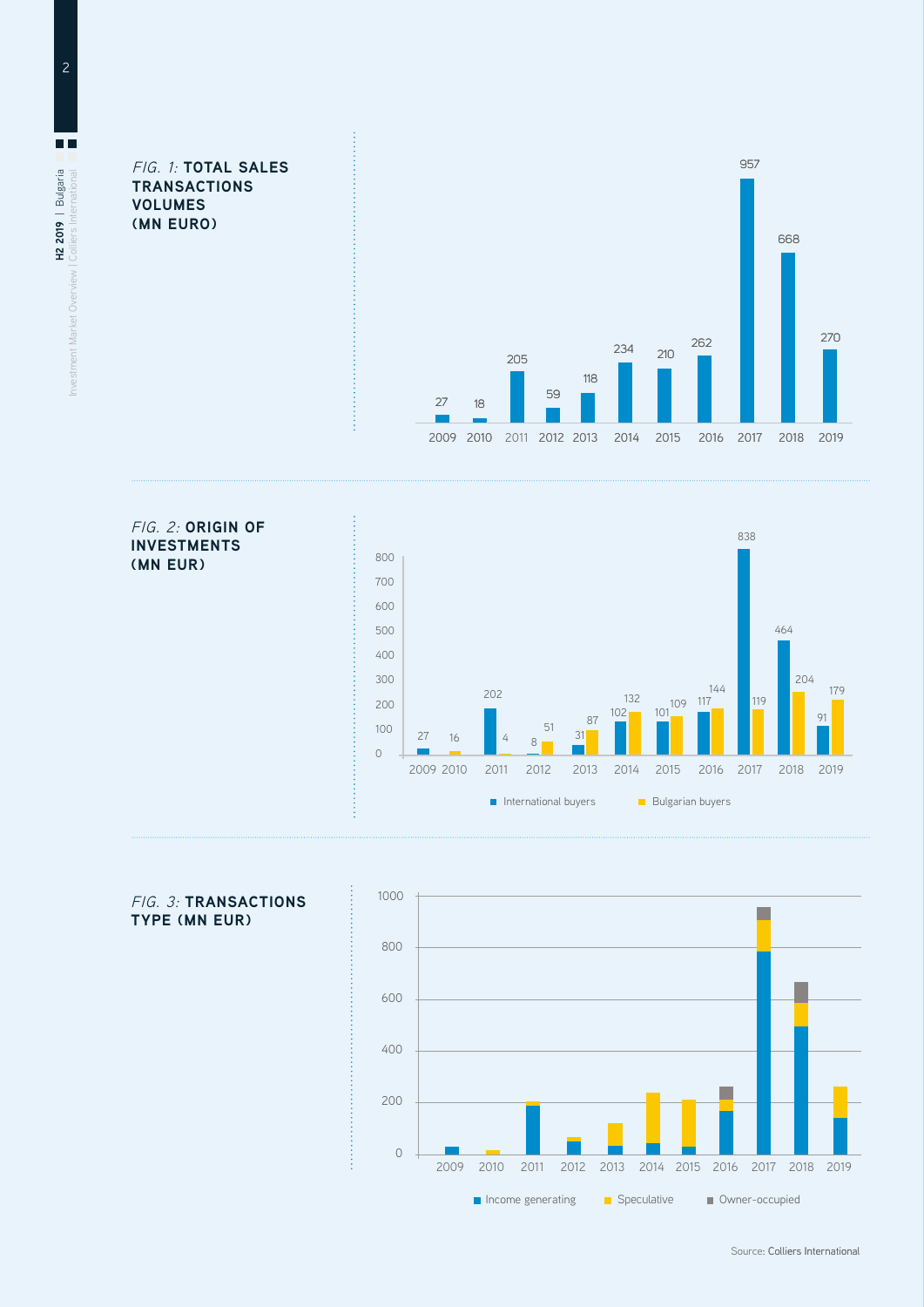*FIG. 1:* **TOTAL SALES TRANSACTIONS VOLUMES (MN EURO)**

| Year | 2009 | 2010 | 2011 | 2012 | 2013 | 2014 | 2015 | 2016 | 2017 | 2018 | 2019 |
|---|---|---|---|---|---|---|---|---|---|---|---|
| Volume | 27 | 18 | 205 | 59 | 118 | 234 | 210 | 262 | 957 | 668 | 270 |

*FIG. 2:* **ORIGIN OF INVESTMENTS (MN EUR)**

| Year | International buyers | Bulgarian buyers |
|---|---|---|
| 2009 | 27 | |
| 2010 | | 16 |
| 2011 | 202 | 4 |
| 2012 | 8 | 51 |
| 2013 | 31 | 87 |
| 2014 | 102 | 132 |
| 2015 | 101 | 109 |
| 2016 | 117 | 144 |
| 2017 | 838 | 119 |
| 2018 | 464 | 204 |
| 2019 | 91 | 179 |

*FIG. 3:* **TRANSACTIONS TYPE (MN EUR)**

Legend: Income generating, Speculative, Owner-occupied

Source: Colliers International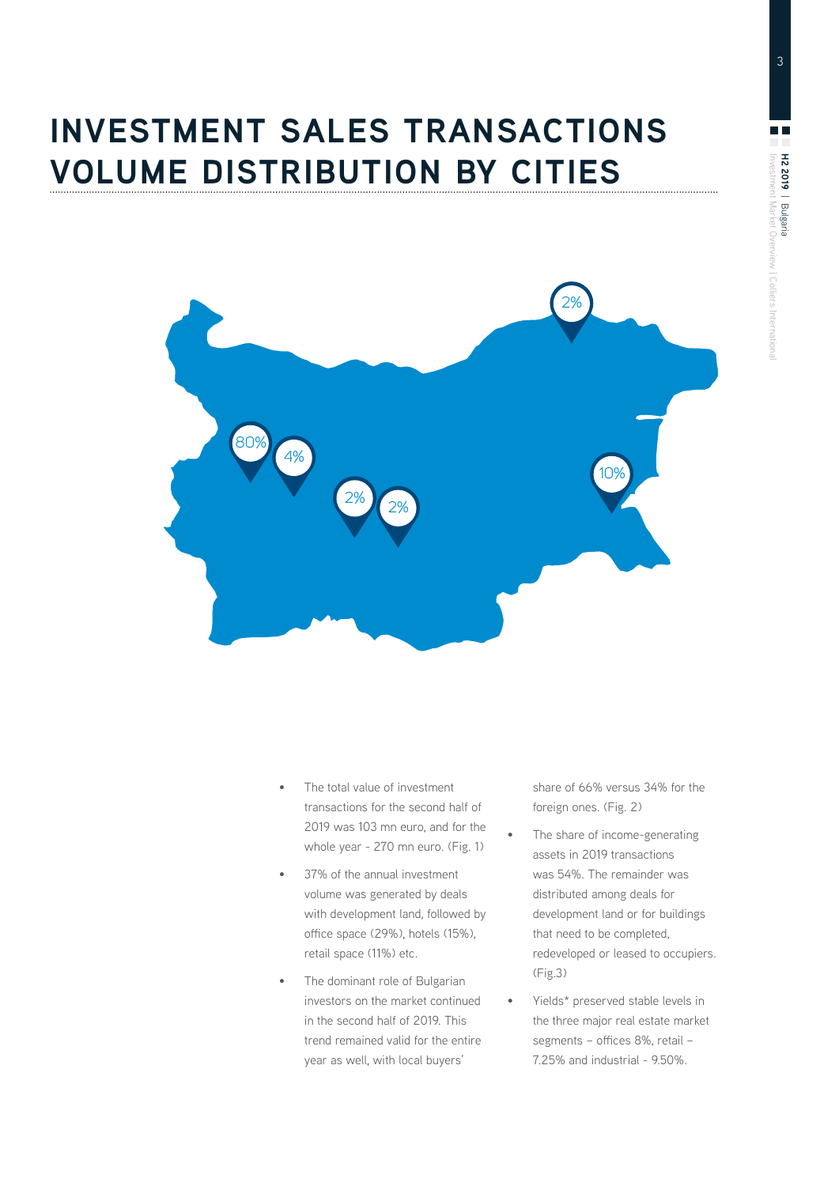# INVESTMENT SALES TRANSACTIONS VOLUME DISTRIBUTION BY CITIES

- The total value of investment transactions for the second half of 2019 was 103 mn euro, and for the whole year - 270 mn euro. (Fig. 1)
- 37% of the annual investment volume was generated by deals with development land, followed by office space (29%), hotels (15%), retail space (11%) etc.
- The dominant role of Bulgarian investors on the market continued in the second half of 2019. This trend remained valid for the entire year as well, with local buyers' share of 66% versus 34% for the foreign ones. (Fig. 2)
- The share of income-generating assets in 2019 transactions was 54%. The remainder was distributed among deals for development land or for buildings that need to be completed, redeveloped or leased to occupiers. (Fig.3)
- Yields* preserved stable levels in the three major real estate market segments – offices 8%, retail – 7.25% and industrial - 9.50%.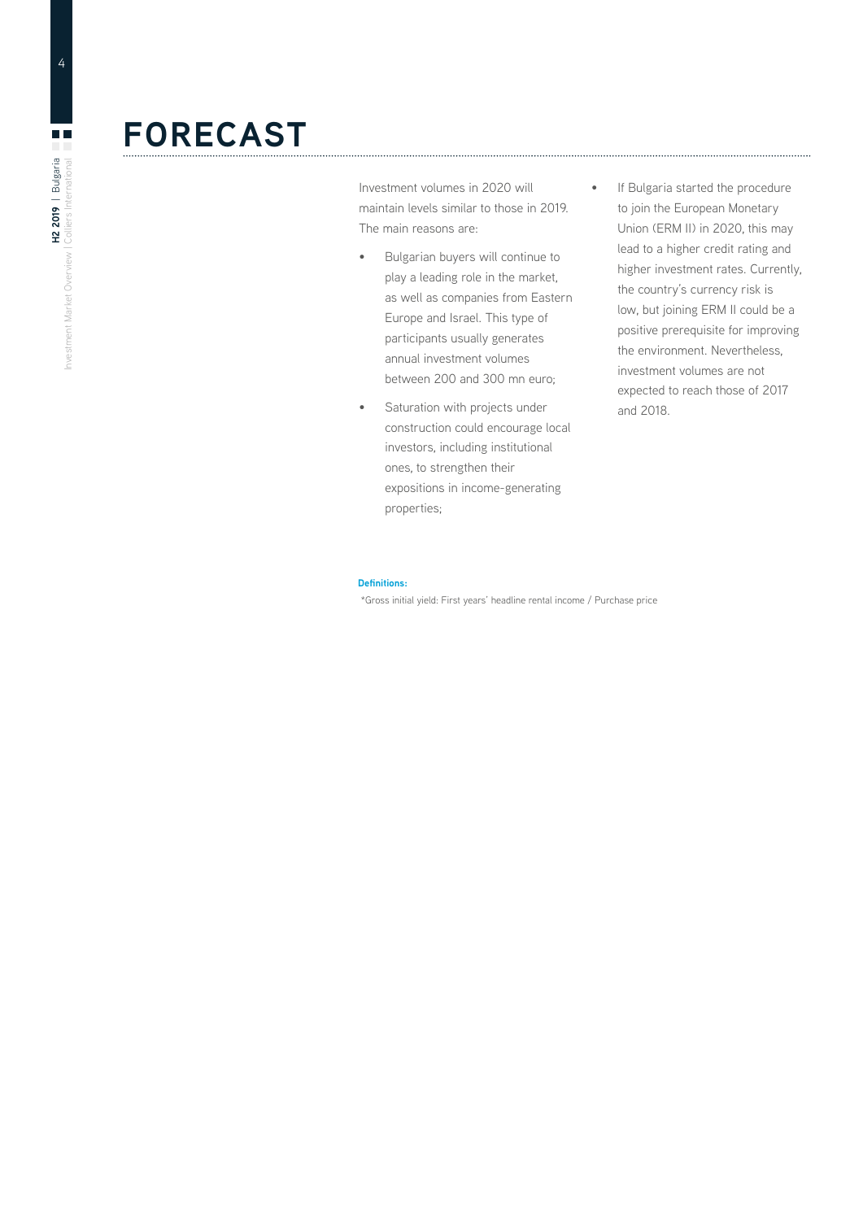# FORECAST

Investment volumes in 2020 will maintain levels similar to those in 2019. The main reasons are:

- Bulgarian buyers will continue to play a leading role in the market, as well as companies from Eastern Europe and Israel. This type of participants usually generates annual investment volumes between 200 and 300 mn euro;
- Saturation with projects under construction could encourage local investors, including institutional ones, to strengthen their expositions in income-generating properties;
- If Bulgaria started the procedure to join the European Monetary Union (ERM II) in 2020, this may lead to a higher credit rating and higher investment rates. Currently, the country's currency risk is low, but joining ERM II could be a positive prerequisite for improving the environment. Nevertheless, investment volumes are not expected to reach those of 2017 and 2018.

**Definitions:**

*Gross initial yield: First years' headline rental income / Purchase price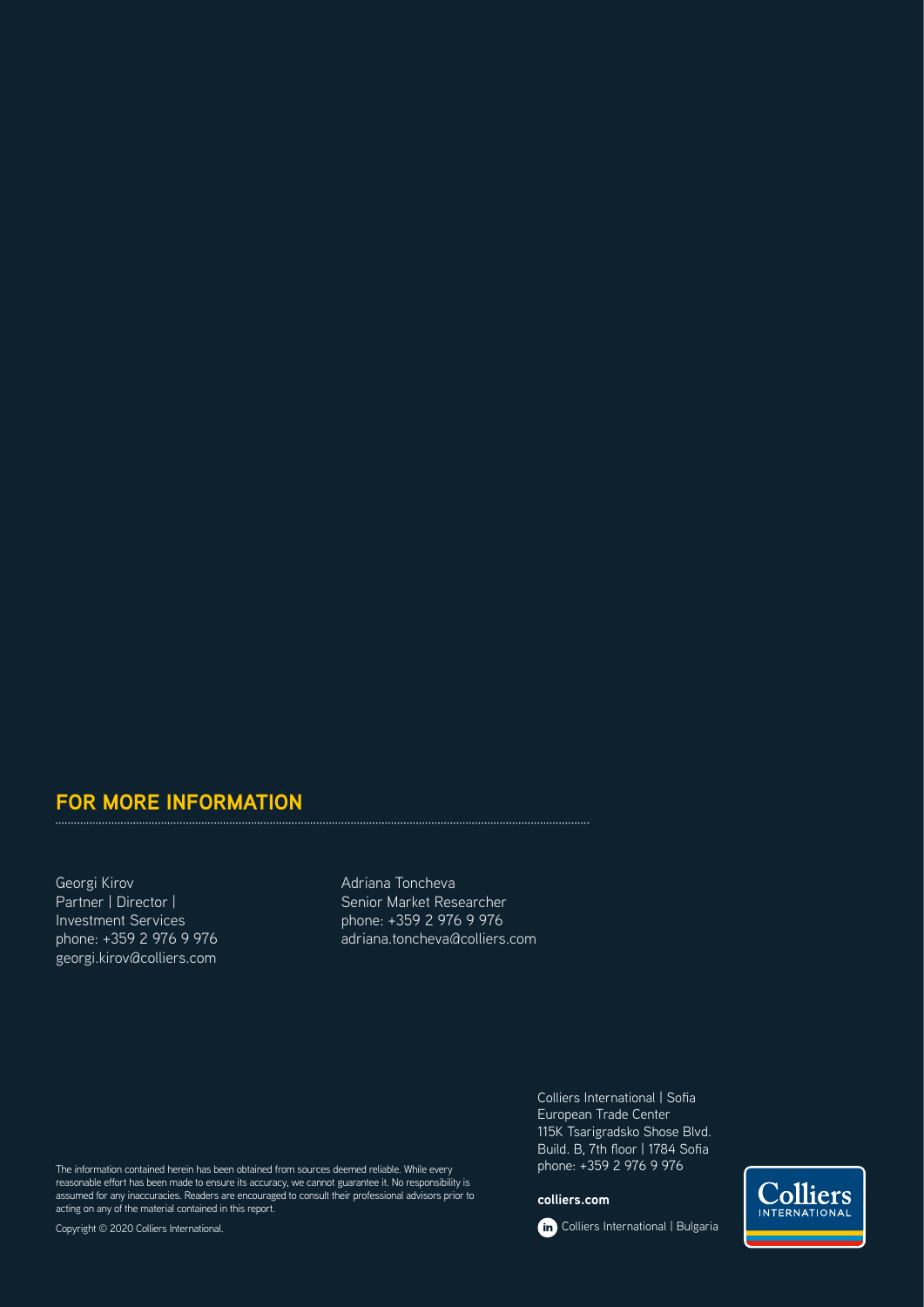## FOR MORE INFORMATION

Georgi Kirov
Partner | Director |
Investment Services
phone: +359 2 976 9 976
georgi.kirov@colliers.com

Adriana Toncheva
Senior Market Researcher
phone: +359 2 976 9 976
adriana.toncheva@colliers.com

Colliers International | Sofia
European Trade Center
115K Tsarigradsko Shose Blvd.
Build. B, 7th floor | 1784 Sofia
phone: +359 2 976 9 976

**colliers.com**

Colliers International | Bulgaria

The information contained herein has been obtained from sources deemed reliable. While every reasonable effort has been made to ensure its accuracy, we cannot guarantee it. No responsibility is assumed for any inaccuracies. Readers are encouraged to consult their professional advisors prior to acting on any of the material contained in this report.

Copyright © 2020 Colliers International.